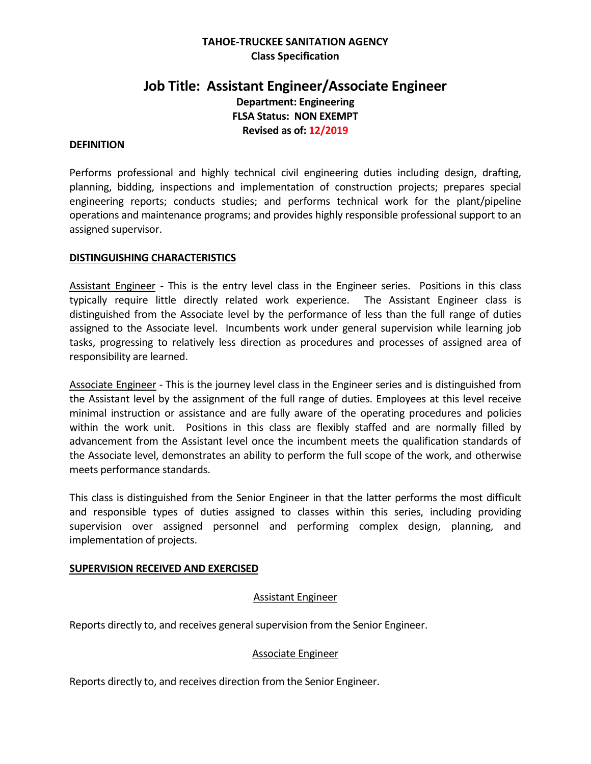**TAHOE-TRUCKEE SANITATION AGENCY**
**Class Specification**

# Job Title: Assistant Engineer/Associate Engineer

**Department: Engineering**
**FLSA Status: NON EXEMPT**
**Revised as of: 12/2019**

## DEFINITION

Performs professional and highly technical civil engineering duties including design, drafting, planning, bidding, inspections and implementation of construction projects; prepares special engineering reports; conducts studies; and performs technical work for the plant/pipeline operations and maintenance programs; and provides highly responsible professional support to an assigned supervisor.

## DISTINGUISHING CHARACTERISTICS

Assistant Engineer - This is the entry level class in the Engineer series. Positions in this class typically require little directly related work experience. The Assistant Engineer class is distinguished from the Associate level by the performance of less than the full range of duties assigned to the Associate level. Incumbents work under general supervision while learning job tasks, progressing to relatively less direction as procedures and processes of assigned area of responsibility are learned.

Associate Engineer - This is the journey level class in the Engineer series and is distinguished from the Assistant level by the assignment of the full range of duties. Employees at this level receive minimal instruction or assistance and are fully aware of the operating procedures and policies within the work unit. Positions in this class are flexibly staffed and are normally filled by advancement from the Assistant level once the incumbent meets the qualification standards of the Associate level, demonstrates an ability to perform the full scope of the work, and otherwise meets performance standards.

This class is distinguished from the Senior Engineer in that the latter performs the most difficult and responsible types of duties assigned to classes within this series, including providing supervision over assigned personnel and performing complex design, planning, and implementation of projects.

## SUPERVISION RECEIVED AND EXERCISED

Assistant Engineer

Reports directly to, and receives general supervision from the Senior Engineer.

Associate Engineer

Reports directly to, and receives direction from the Senior Engineer.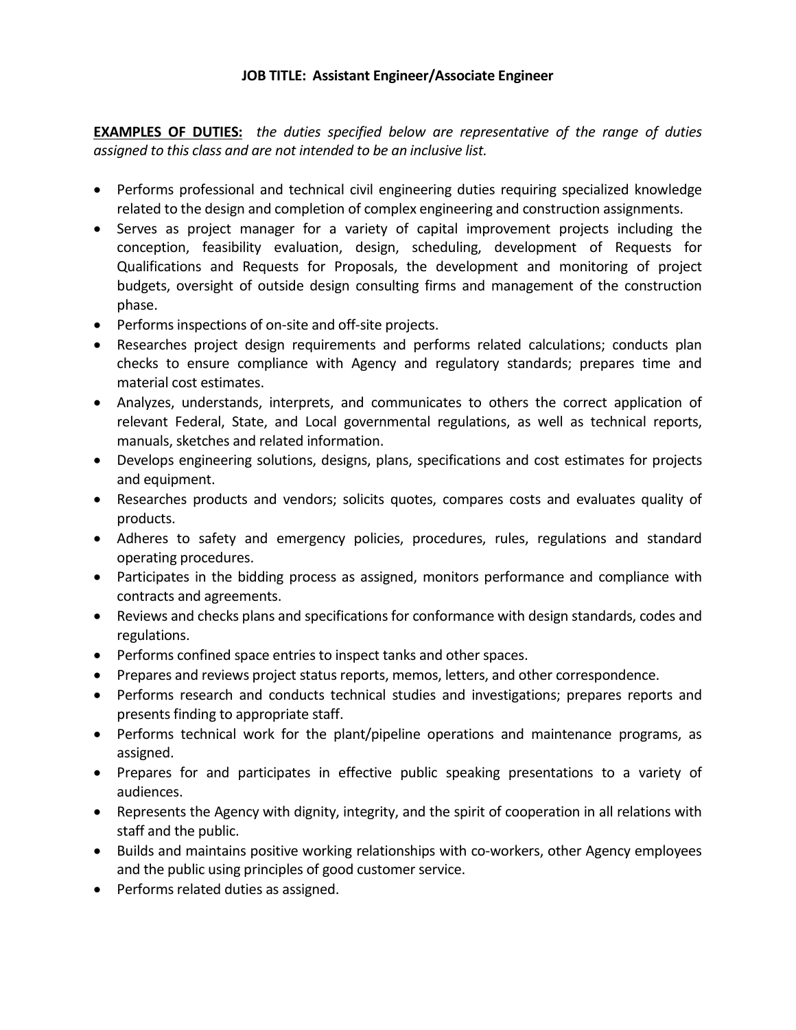**JOB TITLE: Assistant Engineer/Associate Engineer**

**<u>EXAMPLES OF DUTIES:</u>** *the duties specified below are representative of the range of duties assigned to this class and are not intended to be an inclusive list.*

- Performs professional and technical civil engineering duties requiring specialized knowledge related to the design and completion of complex engineering and construction assignments.
- Serves as project manager for a variety of capital improvement projects including the conception, feasibility evaluation, design, scheduling, development of Requests for Qualifications and Requests for Proposals, the development and monitoring of project budgets, oversight of outside design consulting firms and management of the construction phase.
- Performs inspections of on-site and off-site projects.
- Researches project design requirements and performs related calculations; conducts plan checks to ensure compliance with Agency and regulatory standards; prepares time and material cost estimates.
- Analyzes, understands, interprets, and communicates to others the correct application of relevant Federal, State, and Local governmental regulations, as well as technical reports, manuals, sketches and related information.
- Develops engineering solutions, designs, plans, specifications and cost estimates for projects and equipment.
- Researches products and vendors; solicits quotes, compares costs and evaluates quality of products.
- Adheres to safety and emergency policies, procedures, rules, regulations and standard operating procedures.
- Participates in the bidding process as assigned, monitors performance and compliance with contracts and agreements.
- Reviews and checks plans and specifications for conformance with design standards, codes and regulations.
- Performs confined space entries to inspect tanks and other spaces.
- Prepares and reviews project status reports, memos, letters, and other correspondence.
- Performs research and conducts technical studies and investigations; prepares reports and presents finding to appropriate staff.
- Performs technical work for the plant/pipeline operations and maintenance programs, as assigned.
- Prepares for and participates in effective public speaking presentations to a variety of audiences.
- Represents the Agency with dignity, integrity, and the spirit of cooperation in all relations with staff and the public.
- Builds and maintains positive working relationships with co-workers, other Agency employees and the public using principles of good customer service.
- Performs related duties as assigned.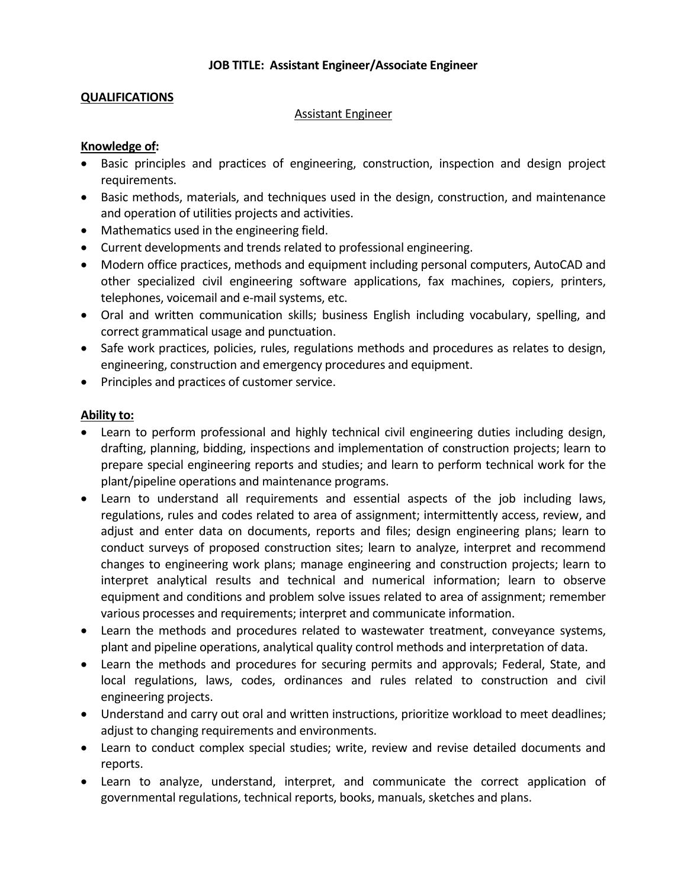**JOB TITLE: Assistant Engineer/Associate Engineer**

**QUALIFICATIONS**

Assistant Engineer

**Knowledge of:**

- Basic principles and practices of engineering, construction, inspection and design project requirements.
- Basic methods, materials, and techniques used in the design, construction, and maintenance and operation of utilities projects and activities.
- Mathematics used in the engineering field.
- Current developments and trends related to professional engineering.
- Modern office practices, methods and equipment including personal computers, AutoCAD and other specialized civil engineering software applications, fax machines, copiers, printers, telephones, voicemail and e-mail systems, etc.
- Oral and written communication skills; business English including vocabulary, spelling, and correct grammatical usage and punctuation.
- Safe work practices, policies, rules, regulations methods and procedures as relates to design, engineering, construction and emergency procedures and equipment.
- Principles and practices of customer service.

**Ability to:**

- Learn to perform professional and highly technical civil engineering duties including design, drafting, planning, bidding, inspections and implementation of construction projects; learn to prepare special engineering reports and studies; and learn to perform technical work for the plant/pipeline operations and maintenance programs.
- Learn to understand all requirements and essential aspects of the job including laws, regulations, rules and codes related to area of assignment; intermittently access, review, and adjust and enter data on documents, reports and files; design engineering plans; learn to conduct surveys of proposed construction sites; learn to analyze, interpret and recommend changes to engineering work plans; manage engineering and construction projects; learn to interpret analytical results and technical and numerical information; learn to observe equipment and conditions and problem solve issues related to area of assignment; remember various processes and requirements; interpret and communicate information.
- Learn the methods and procedures related to wastewater treatment, conveyance systems, plant and pipeline operations, analytical quality control methods and interpretation of data.
- Learn the methods and procedures for securing permits and approvals; Federal, State, and local regulations, laws, codes, ordinances and rules related to construction and civil engineering projects.
- Understand and carry out oral and written instructions, prioritize workload to meet deadlines; adjust to changing requirements and environments.
- Learn to conduct complex special studies; write, review and revise detailed documents and reports.
- Learn to analyze, understand, interpret, and communicate the correct application of governmental regulations, technical reports, books, manuals, sketches and plans.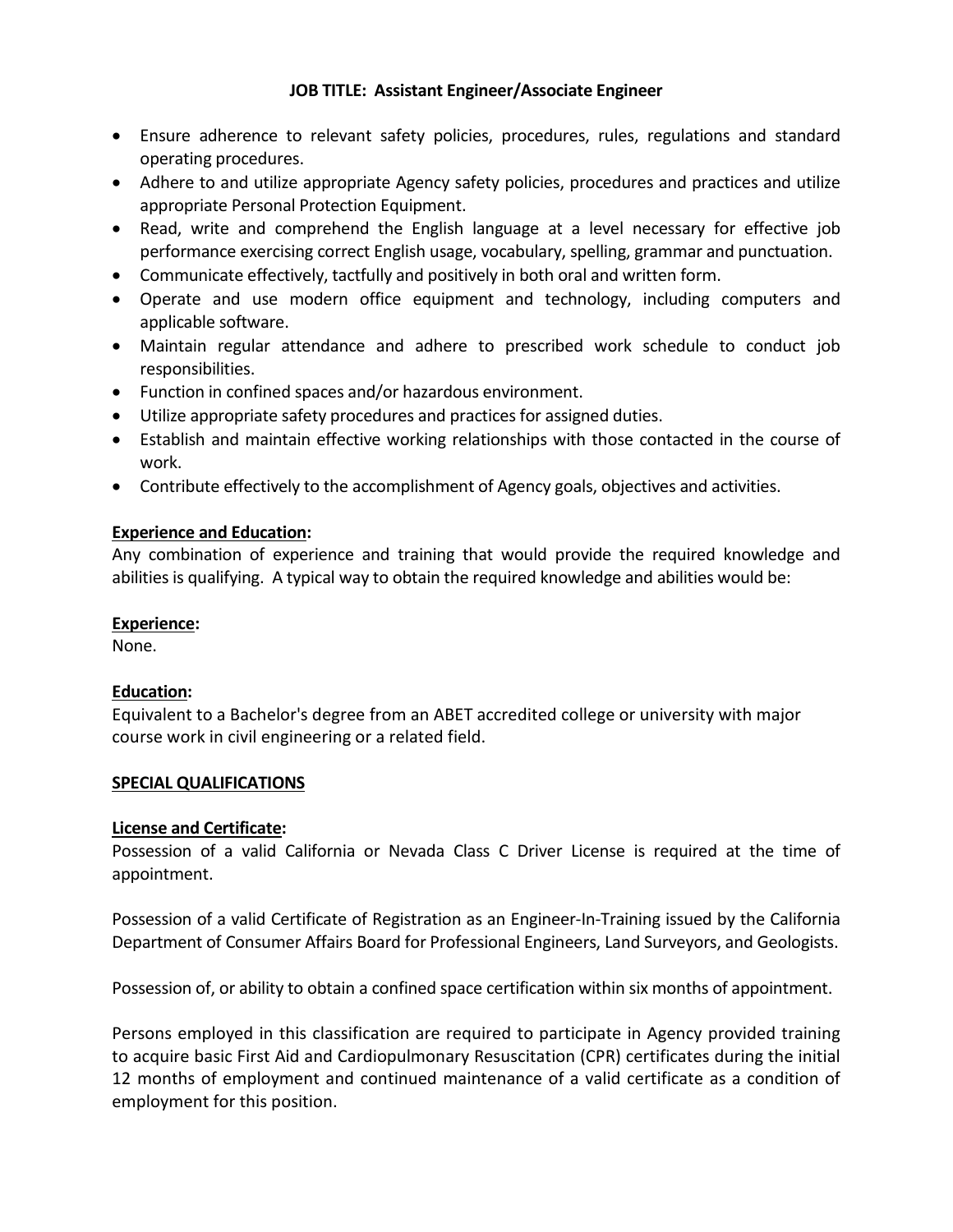**JOB TITLE: Assistant Engineer/Associate Engineer**

- Ensure adherence to relevant safety policies, procedures, rules, regulations and standard operating procedures.
- Adhere to and utilize appropriate Agency safety policies, procedures and practices and utilize appropriate Personal Protection Equipment.
- Read, write and comprehend the English language at a level necessary for effective job performance exercising correct English usage, vocabulary, spelling, grammar and punctuation.
- Communicate effectively, tactfully and positively in both oral and written form.
- Operate and use modern office equipment and technology, including computers and applicable software.
- Maintain regular attendance and adhere to prescribed work schedule to conduct job responsibilities.
- Function in confined spaces and/or hazardous environment.
- Utilize appropriate safety procedures and practices for assigned duties.
- Establish and maintain effective working relationships with those contacted in the course of work.
- Contribute effectively to the accomplishment of Agency goals, objectives and activities.

**Experience and Education:**

Any combination of experience and training that would provide the required knowledge and abilities is qualifying. A typical way to obtain the required knowledge and abilities would be:

**Experience:**

None.

**Education:**

Equivalent to a Bachelor's degree from an ABET accredited college or university with major course work in civil engineering or a related field.

**SPECIAL QUALIFICATIONS**

**License and Certificate:**

Possession of a valid California or Nevada Class C Driver License is required at the time of appointment.

Possession of a valid Certificate of Registration as an Engineer-In-Training issued by the California Department of Consumer Affairs Board for Professional Engineers, Land Surveyors, and Geologists.

Possession of, or ability to obtain a confined space certification within six months of appointment.

Persons employed in this classification are required to participate in Agency provided training to acquire basic First Aid and Cardiopulmonary Resuscitation (CPR) certificates during the initial 12 months of employment and continued maintenance of a valid certificate as a condition of employment for this position.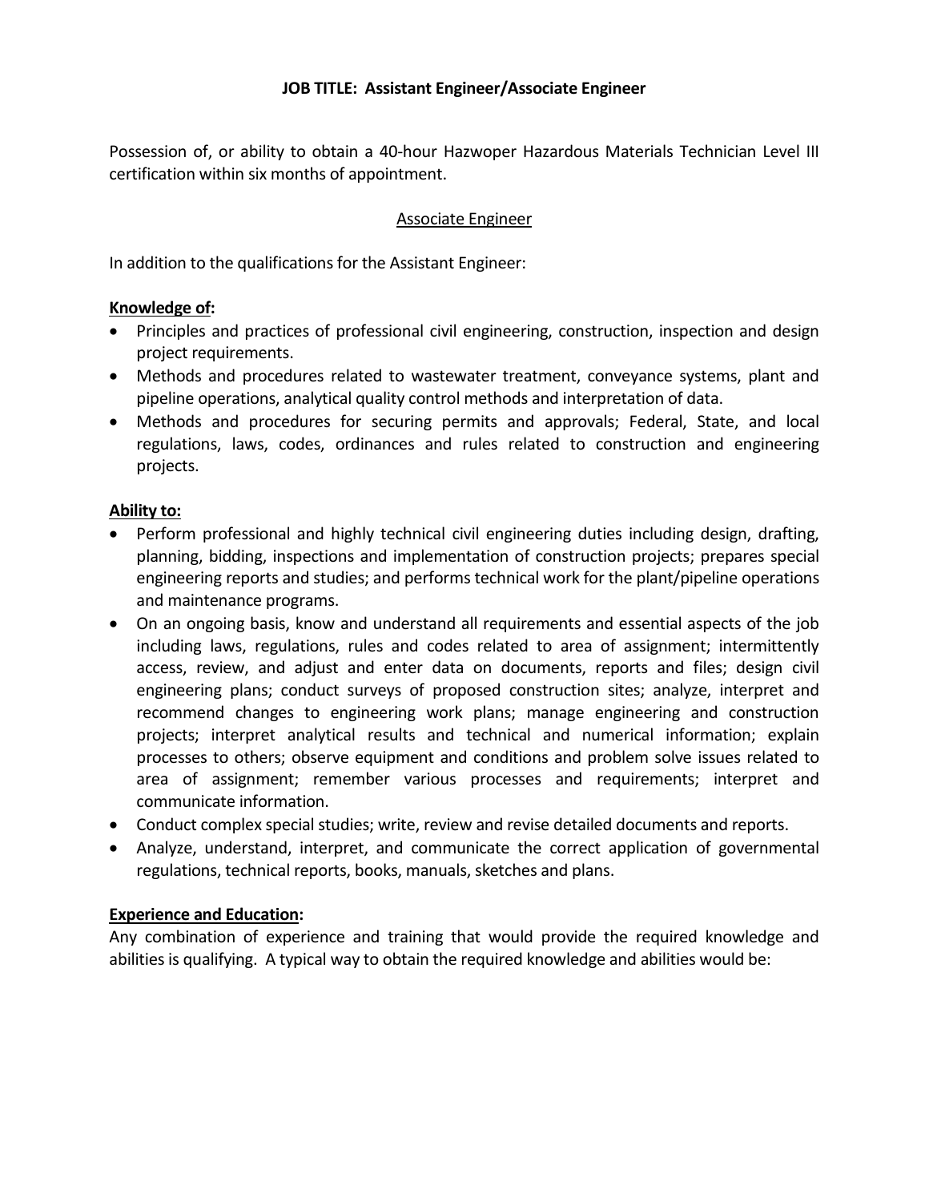**JOB TITLE: Assistant Engineer/Associate Engineer**

Possession of, or ability to obtain a 40-hour Hazwoper Hazardous Materials Technician Level III certification within six months of appointment.

<u>Associate Engineer</u>

In addition to the qualifications for the Assistant Engineer:

**<u>Knowledge of</u>:**

- Principles and practices of professional civil engineering, construction, inspection and design project requirements.
- Methods and procedures related to wastewater treatment, conveyance systems, plant and pipeline operations, analytical quality control methods and interpretation of data.
- Methods and procedures for securing permits and approvals; Federal, State, and local regulations, laws, codes, ordinances and rules related to construction and engineering projects.

**<u>Ability to:</u>**

- Perform professional and highly technical civil engineering duties including design, drafting, planning, bidding, inspections and implementation of construction projects; prepares special engineering reports and studies; and performs technical work for the plant/pipeline operations and maintenance programs.
- On an ongoing basis, know and understand all requirements and essential aspects of the job including laws, regulations, rules and codes related to area of assignment; intermittently access, review, and adjust and enter data on documents, reports and files; design civil engineering plans; conduct surveys of proposed construction sites; analyze, interpret and recommend changes to engineering work plans; manage engineering and construction projects; interpret analytical results and technical and numerical information; explain processes to others; observe equipment and conditions and problem solve issues related to area of assignment; remember various processes and requirements; interpret and communicate information.
- Conduct complex special studies; write, review and revise detailed documents and reports.
- Analyze, understand, interpret, and communicate the correct application of governmental regulations, technical reports, books, manuals, sketches and plans.

**<u>Experience and Education</u>:**

Any combination of experience and training that would provide the required knowledge and abilities is qualifying. A typical way to obtain the required knowledge and abilities would be: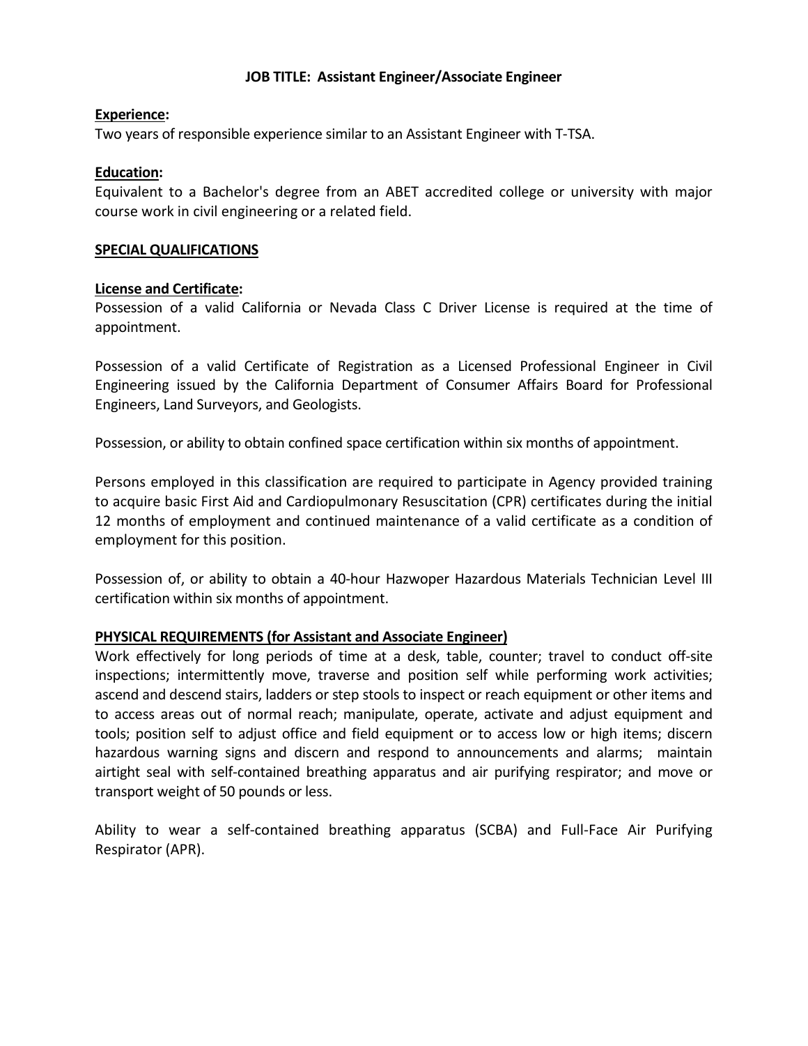**JOB TITLE: Assistant Engineer/Associate Engineer**

**Experience:**
Two years of responsible experience similar to an Assistant Engineer with T-TSA.

**Education:**
Equivalent to a Bachelor's degree from an ABET accredited college or university with major course work in civil engineering or a related field.

**SPECIAL QUALIFICATIONS**

**License and Certificate:**
Possession of a valid California or Nevada Class C Driver License is required at the time of appointment.

Possession of a valid Certificate of Registration as a Licensed Professional Engineer in Civil Engineering issued by the California Department of Consumer Affairs Board for Professional Engineers, Land Surveyors, and Geologists.

Possession, or ability to obtain confined space certification within six months of appointment.

Persons employed in this classification are required to participate in Agency provided training to acquire basic First Aid and Cardiopulmonary Resuscitation (CPR) certificates during the initial 12 months of employment and continued maintenance of a valid certificate as a condition of employment for this position.

Possession of, or ability to obtain a 40-hour Hazwoper Hazardous Materials Technician Level III certification within six months of appointment.

**PHYSICAL REQUIREMENTS (for Assistant and Associate Engineer)**
Work effectively for long periods of time at a desk, table, counter; travel to conduct off-site inspections; intermittently move, traverse and position self while performing work activities; ascend and descend stairs, ladders or step stools to inspect or reach equipment or other items and to access areas out of normal reach; manipulate, operate, activate and adjust equipment and tools; position self to adjust office and field equipment or to access low or high items; discern hazardous warning signs and discern and respond to announcements and alarms; maintain airtight seal with self-contained breathing apparatus and air purifying respirator; and move or transport weight of 50 pounds or less.

Ability to wear a self-contained breathing apparatus (SCBA) and Full-Face Air Purifying Respirator (APR).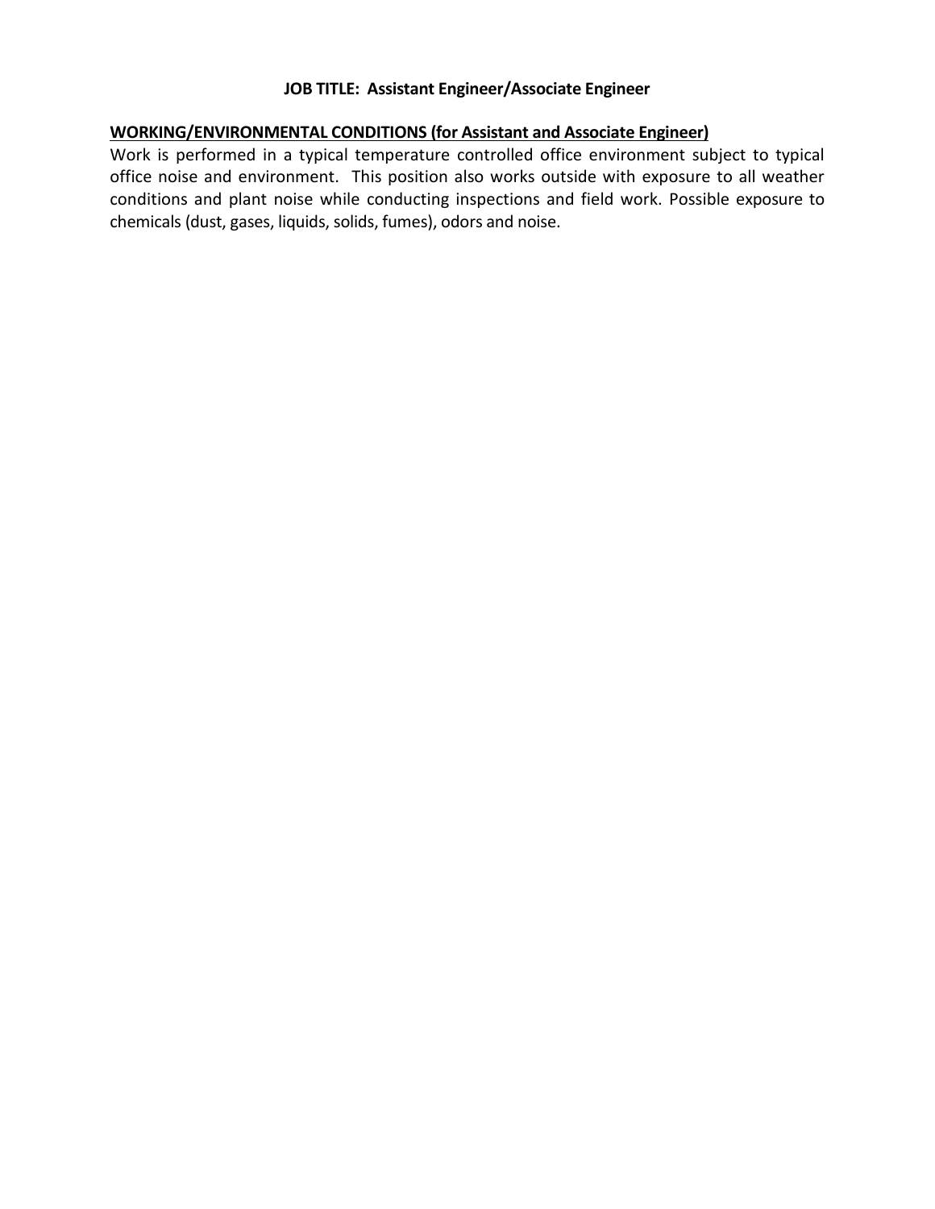**JOB TITLE: Assistant Engineer/Associate Engineer**

**WORKING/ENVIRONMENTAL CONDITIONS (for Assistant and Associate Engineer)**

Work is performed in a typical temperature controlled office environment subject to typical office noise and environment. This position also works outside with exposure to all weather conditions and plant noise while conducting inspections and field work. Possible exposure to chemicals (dust, gases, liquids, solids, fumes), odors and noise.